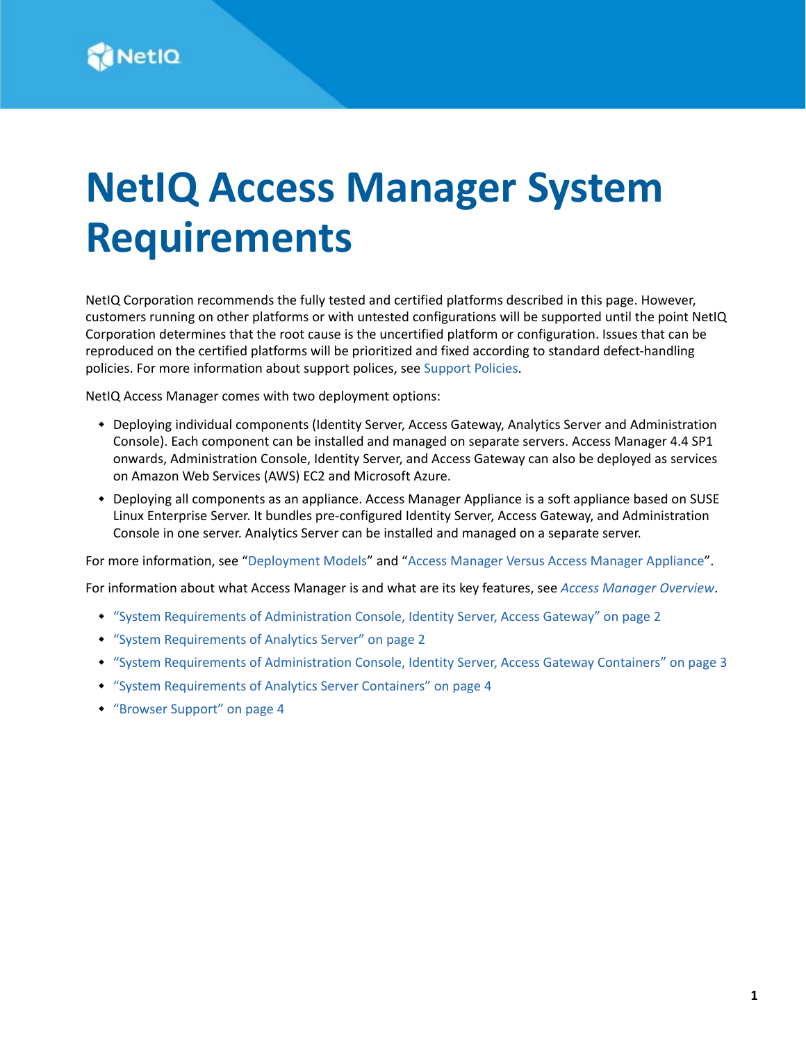# NetIQ Access Manager System Requirements

NetIQ Corporation recommends the fully tested and certified platforms described in this page. However, customers running on other platforms or with untested configurations will be supported until the point NetIQ Corporation determines that the root cause is the uncertified platform or configuration. Issues that can be reproduced on the certified platforms will be prioritized and fixed according to standard defect-handling policies. For more information about support polices, see Support Policies.

NetIQ Access Manager comes with two deployment options:

- Deploying individual components (Identity Server, Access Gateway, Analytics Server and Administration Console). Each component can be installed and managed on separate servers. Access Manager 4.4 SP1 onwards, Administration Console, Identity Server, and Access Gateway can also be deployed as services on Amazon Web Services (AWS) EC2 and Microsoft Azure.
- Deploying all components as an appliance. Access Manager Appliance is a soft appliance based on SUSE Linux Enterprise Server. It bundles pre-configured Identity Server, Access Gateway, and Administration Console in one server. Analytics Server can be installed and managed on a separate server.

For more information, see "Deployment Models" and "Access Manager Versus Access Manager Appliance".

For information about what Access Manager is and what are its key features, see *Access Manager Overview*.

- "System Requirements of Administration Console, Identity Server, Access Gateway" on page 2
- "System Requirements of Analytics Server" on page 2
- "System Requirements of Administration Console, Identity Server, Access Gateway Containers" on page 3
- "System Requirements of Analytics Server Containers" on page 4
- "Browser Support" on page 4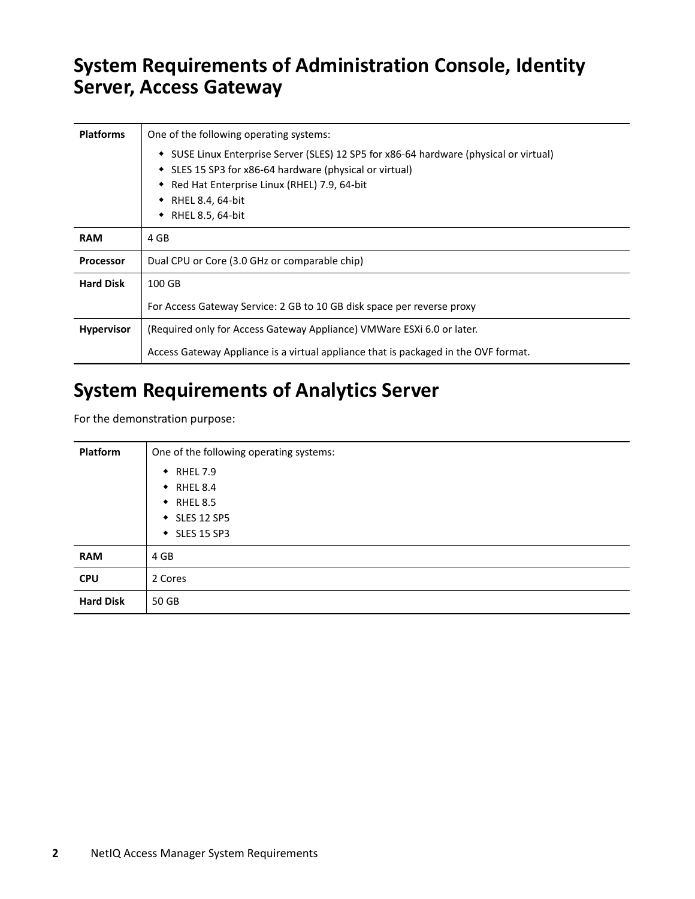## System Requirements of Administration Console, Identity Server, Access Gateway

| | |
|---|---|
| **Platforms** | One of the following operating systems:<br>◆ SUSE Linux Enterprise Server (SLES) 12 SP5 for x86-64 hardware (physical or virtual)<br>◆ SLES 15 SP3 for x86-64 hardware (physical or virtual)<br>◆ Red Hat Enterprise Linux (RHEL) 7.9, 64-bit<br>◆ RHEL 8.4, 64-bit<br>◆ RHEL 8.5, 64-bit |
| **RAM** | 4 GB |
| **Processor** | Dual CPU or Core (3.0 GHz or comparable chip) |
| **Hard Disk** | 100 GB<br><br>For Access Gateway Service: 2 GB to 10 GB disk space per reverse proxy |
| **Hypervisor** | (Required only for Access Gateway Appliance) VMWare ESXi 6.0 or later.<br><br>Access Gateway Appliance is a virtual appliance that is packaged in the OVF format. |

## System Requirements of Analytics Server

For the demonstration purpose:

| | |
|---|---|
| **Platform** | One of the following operating systems:<br>◆ RHEL 7.9<br>◆ RHEL 8.4<br>◆ RHEL 8.5<br>◆ SLES 12 SP5<br>◆ SLES 15 SP3 |
| **RAM** | 4 GB |
| **CPU** | 2 Cores |
| **Hard Disk** | 50 GB |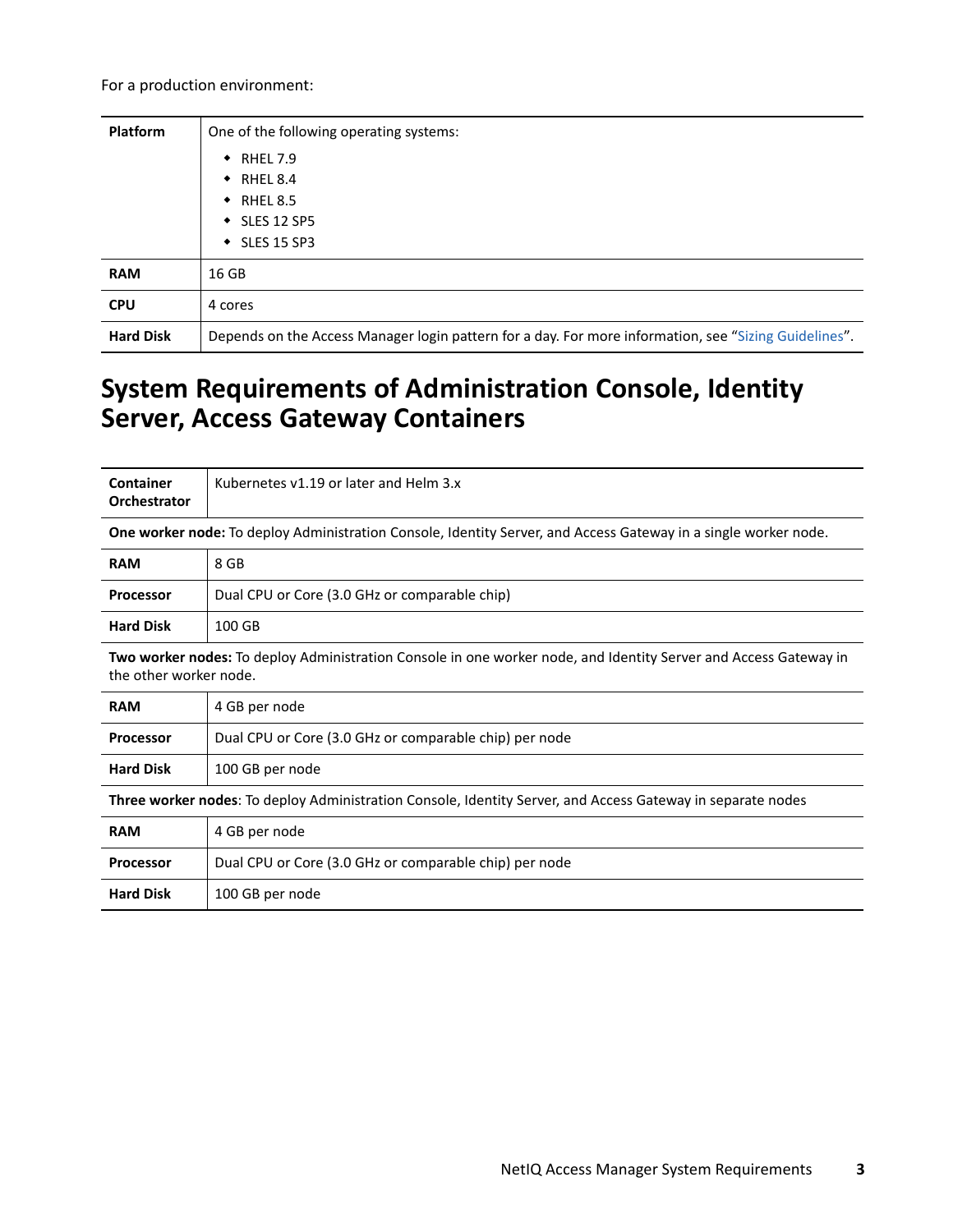For a production environment:

| | |
|---|---|
| **Platform** | One of the following operating systems:<br>• RHEL 7.9<br>• RHEL 8.4<br>• RHEL 8.5<br>• SLES 12 SP5<br>• SLES 15 SP3 |
| **RAM** | 16 GB |
| **CPU** | 4 cores |
| **Hard Disk** | Depends on the Access Manager login pattern for a day. For more information, see "Sizing Guidelines". |

## System Requirements of Administration Console, Identity Server, Access Gateway Containers

| | |
|---|---|
| **Container Orchestrator** | Kubernetes v1.19 or later and Helm 3.x |
| **One worker node:** To deploy Administration Console, Identity Server, and Access Gateway in a single worker node. | |
| **RAM** | 8 GB |
| **Processor** | Dual CPU or Core (3.0 GHz or comparable chip) |
| **Hard Disk** | 100 GB |
| **Two worker nodes:** To deploy Administration Console in one worker node, and Identity Server and Access Gateway in the other worker node. | |
| **RAM** | 4 GB per node |
| **Processor** | Dual CPU or Core (3.0 GHz or comparable chip) per node |
| **Hard Disk** | 100 GB per node |
| **Three worker nodes**: To deploy Administration Console, Identity Server, and Access Gateway in separate nodes | |
| **RAM** | 4 GB per node |
| **Processor** | Dual CPU or Core (3.0 GHz or comparable chip) per node |
| **Hard Disk** | 100 GB per node |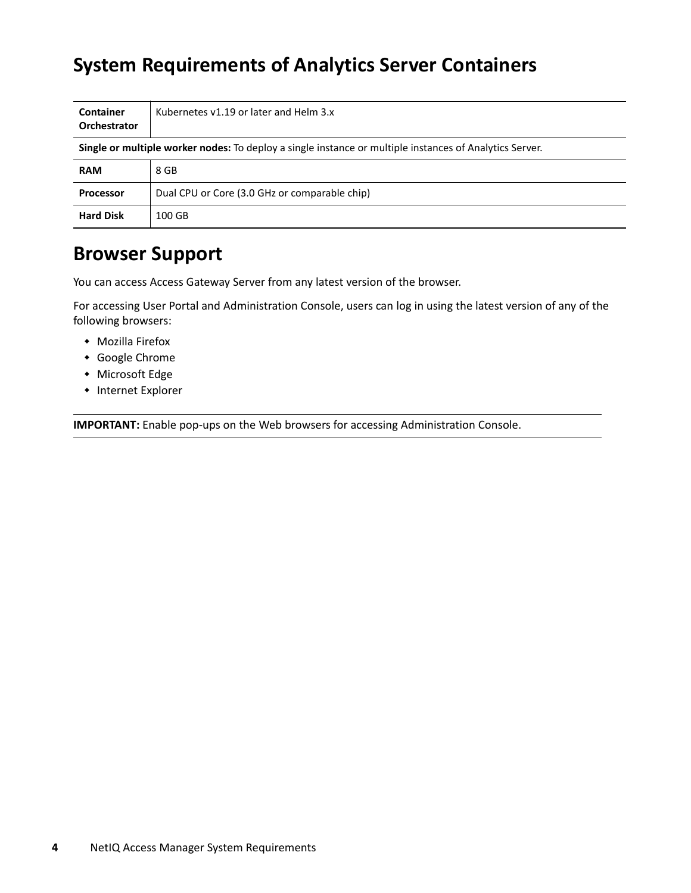## System Requirements of Analytics Server Containers

| | |
|---|---|
| **Container Orchestrator** | Kubernetes v1.19 or later and Helm 3.x |
| **Single or multiple worker nodes:** To deploy a single instance or multiple instances of Analytics Server. | |
| **RAM** | 8 GB |
| **Processor** | Dual CPU or Core (3.0 GHz or comparable chip) |
| **Hard Disk** | 100 GB |

# Browser Support

You can access Access Gateway Server from any latest version of the browser.

For accessing User Portal and Administration Console, users can log in using the latest version of any of the following browsers:

- Mozilla Firefox
- Google Chrome
- Microsoft Edge
- Internet Explorer

**IMPORTANT:** Enable pop-ups on the Web browsers for accessing Administration Console.